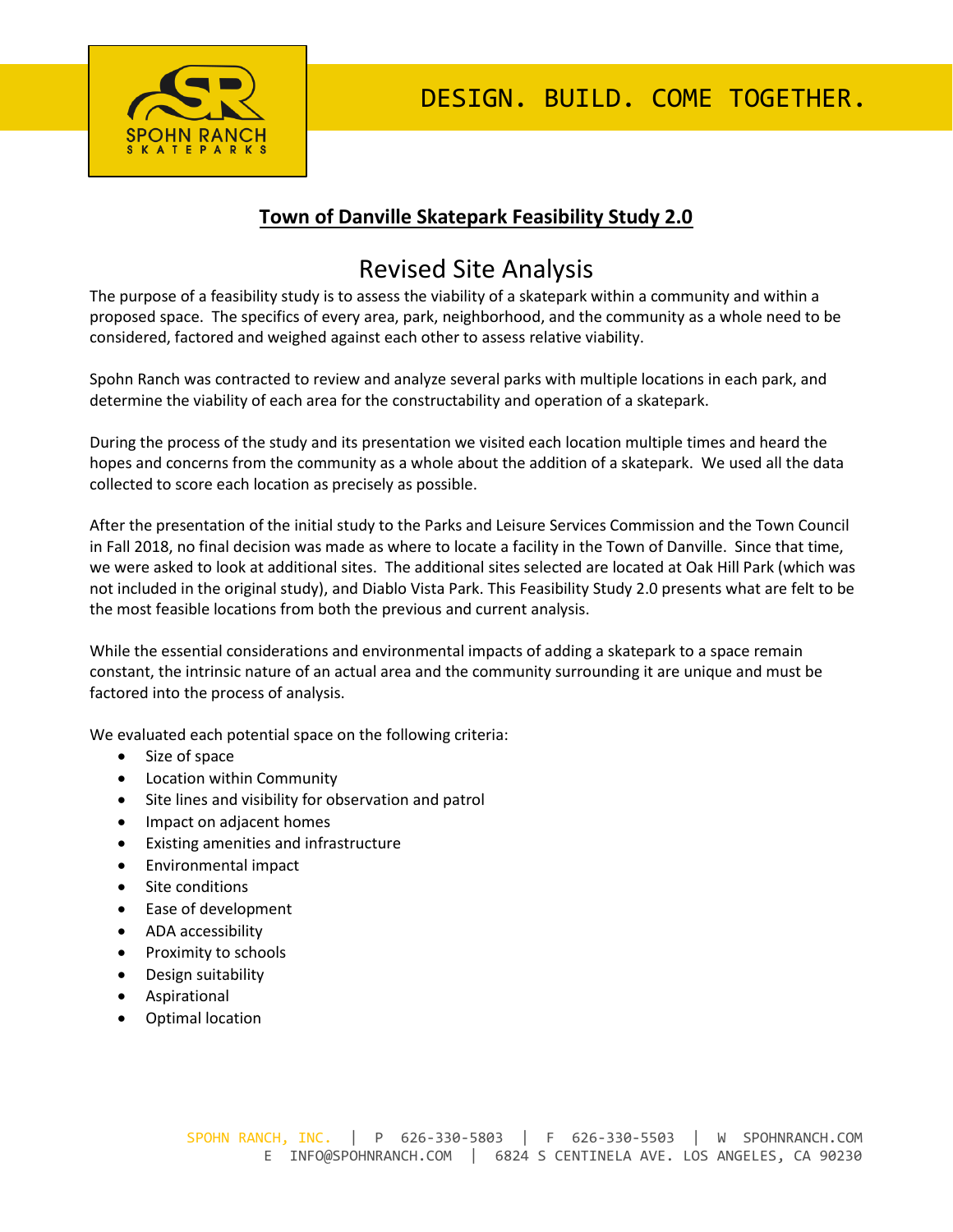**Town of Danville Skatepark Feasibility Study 2.0**

# Revised Site Analysis

The purpose of a feasibility study is to assess the viability of a skatepark within a community and within a proposed space. The specifics of every area, park, neighborhood, and the community as a whole need to be considered, factored and weighed against each other to assess relative viability.

Spohn Ranch was contracted to review and analyze several parks with multiple locations in each park, and determine the viability of each area for the constructability and operation of a skatepark.

During the process of the study and its presentation we visited each location multiple times and heard the hopes and concerns from the community as a whole about the addition of a skatepark. We used all the data collected to score each location as precisely as possible.

After the presentation of the initial study to the Parks and Leisure Services Commission and the Town Council in Fall 2018, no final decision was made as where to locate a facility in the Town of Danville. Since that time, we were asked to look at additional sites. The additional sites selected are located at Oak Hill Park (which was not included in the original study), and Diablo Vista Park. This Feasibility Study 2.0 presents what are felt to be the most feasible locations from both the previous and current analysis.

While the essential considerations and environmental impacts of adding a skatepark to a space remain constant, the intrinsic nature of an actual area and the community surrounding it are unique and must be factored into the process of analysis.

We evaluated each potential space on the following criteria:

- Size of space
- Location within Community
- Site lines and visibility for observation and patrol
- Impact on adjacent homes
- Existing amenities and infrastructure
- Environmental impact
- Site conditions
- Ease of development
- ADA accessibility
- Proximity to schools
- Design suitability
- Aspirational
- Optimal location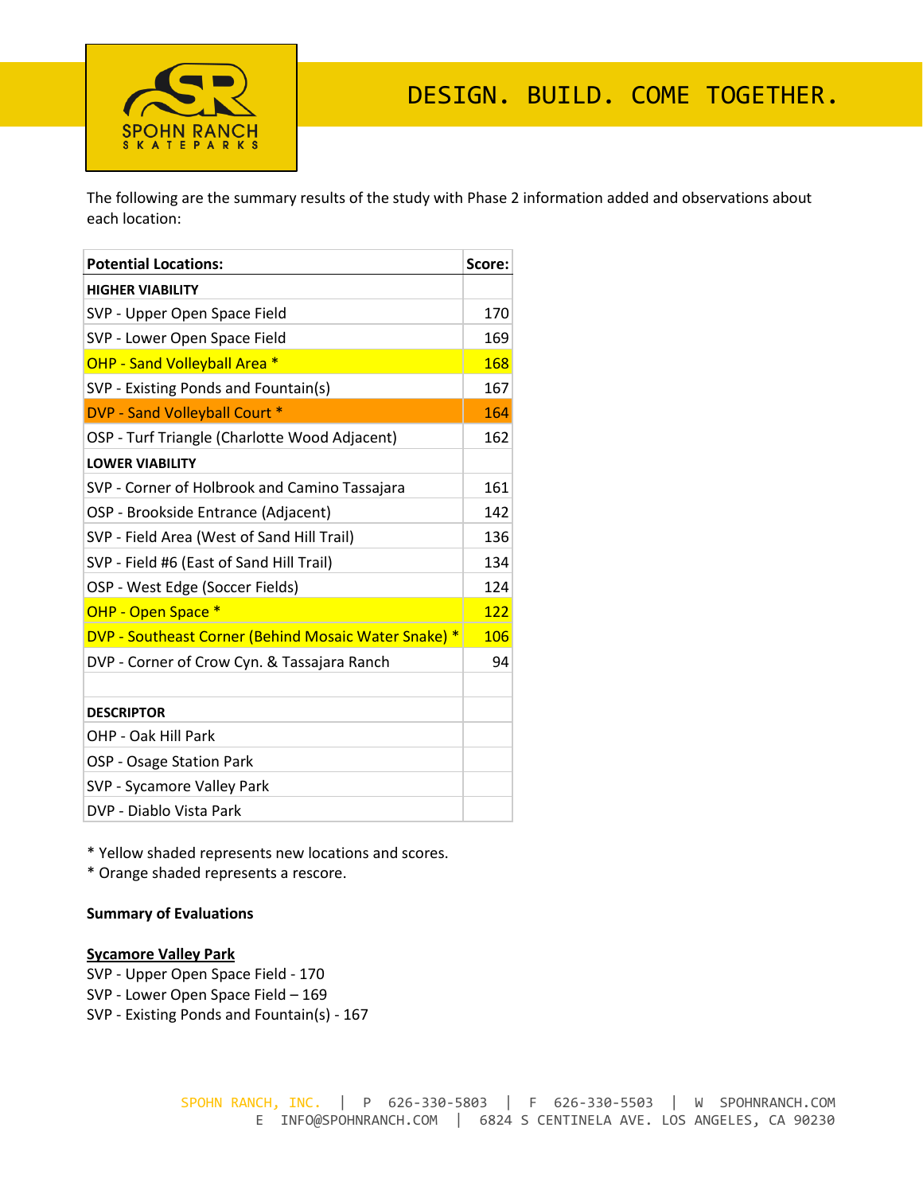The following are the summary results of the study with Phase 2 information added and observations about each location:

| Potential Locations: | Score: |
|---|---|
| **HIGHER VIABILITY** | |
| SVP - Upper Open Space Field | 170 |
| SVP - Lower Open Space Field | 169 |
| OHP - Sand Volleyball Area * | 168 |
| SVP - Existing Ponds and Fountain(s) | 167 |
| DVP - Sand Volleyball Court * | 164 |
| OSP - Turf Triangle (Charlotte Wood Adjacent) | 162 |
| **LOWER VIABILITY** | |
| SVP - Corner of Holbrook and Camino Tassajara | 161 |
| OSP - Brookside Entrance (Adjacent) | 142 |
| SVP - Field Area (West of Sand Hill Trail) | 136 |
| SVP - Field #6 (East of Sand Hill Trail) | 134 |
| OSP - West Edge (Soccer Fields) | 124 |
| OHP - Open Space * | 122 |
| DVP - Southeast Corner (Behind Mosaic Water Snake) * | 106 |
| DVP - Corner of Crow Cyn. & Tassajara Ranch | 94 |
| | |
| **DESCRIPTOR** | |
| OHP - Oak Hill Park | |
| OSP - Osage Station Park | |
| SVP - Sycamore Valley Park | |
| DVP - Diablo Vista Park | |

* Yellow shaded represents new locations and scores.
* Orange shaded represents a rescore.

**Summary of Evaluations**

**<u>Sycamore Valley Park</u>**

SVP - Upper Open Space Field - 170
SVP - Lower Open Space Field – 169
SVP - Existing Ponds and Fountain(s) - 167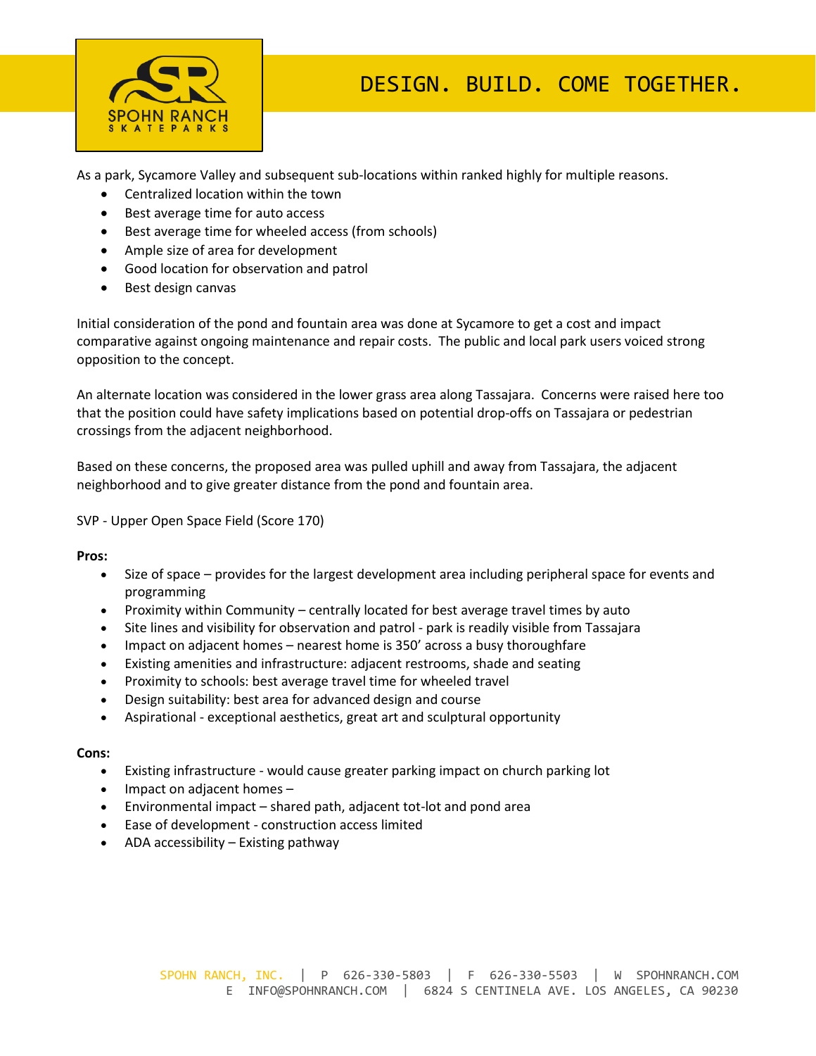As a park, Sycamore Valley and subsequent sub-locations within ranked highly for multiple reasons.

- Centralized location within the town
- Best average time for auto access
- Best average time for wheeled access (from schools)
- Ample size of area for development
- Good location for observation and patrol
- Best design canvas

Initial consideration of the pond and fountain area was done at Sycamore to get a cost and impact comparative against ongoing maintenance and repair costs. The public and local park users voiced strong opposition to the concept.

An alternate location was considered in the lower grass area along Tassajara. Concerns were raised here too that the position could have safety implications based on potential drop-offs on Tassajara or pedestrian crossings from the adjacent neighborhood.

Based on these concerns, the proposed area was pulled uphill and away from Tassajara, the adjacent neighborhood and to give greater distance from the pond and fountain area.

SVP - Upper Open Space Field (Score 170)

**Pros:**

- Size of space – provides for the largest development area including peripheral space for events and programming
- Proximity within Community – centrally located for best average travel times by auto
- Site lines and visibility for observation and patrol - park is readily visible from Tassajara
- Impact on adjacent homes – nearest home is 350' across a busy thoroughfare
- Existing amenities and infrastructure: adjacent restrooms, shade and seating
- Proximity to schools: best average travel time for wheeled travel
- Design suitability: best area for advanced design and course
- Aspirational - exceptional aesthetics, great art and sculptural opportunity

**Cons:**

- Existing infrastructure - would cause greater parking impact on church parking lot
- Impact on adjacent homes –
- Environmental impact – shared path, adjacent tot-lot and pond area
- Ease of development - construction access limited
- ADA accessibility – Existing pathway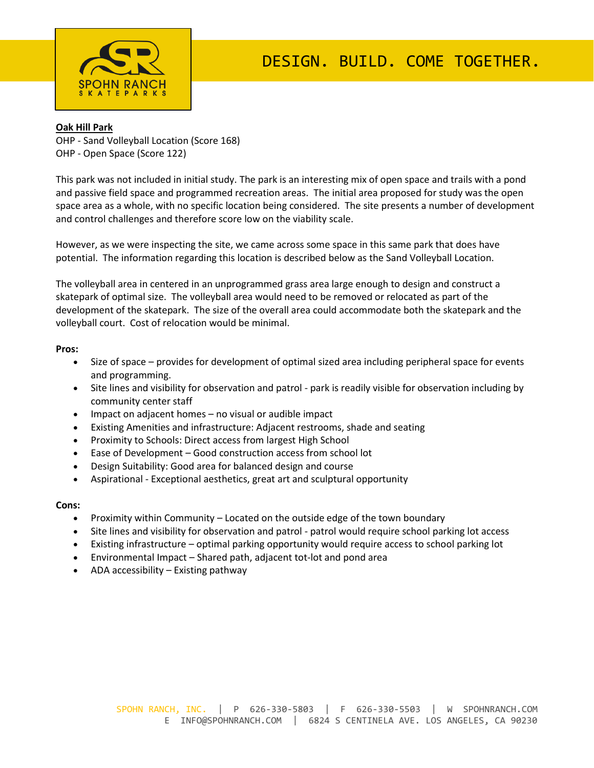**Oak Hill Park**
OHP - Sand Volleyball Location (Score 168)
OHP - Open Space (Score 122)

This park was not included in initial study. The park is an interesting mix of open space and trails with a pond and passive field space and programmed recreation areas. The initial area proposed for study was the open space area as a whole, with no specific location being considered. The site presents a number of development and control challenges and therefore score low on the viability scale.

However, as we were inspecting the site, we came across some space in this same park that does have potential. The information regarding this location is described below as the Sand Volleyball Location.

The volleyball area in centered in an unprogrammed grass area large enough to design and construct a skatepark of optimal size. The volleyball area would need to be removed or relocated as part of the development of the skatepark. The size of the overall area could accommodate both the skatepark and the volleyball court. Cost of relocation would be minimal.

**Pros:**

- Size of space – provides for development of optimal sized area including peripheral space for events and programming.
- Site lines and visibility for observation and patrol - park is readily visible for observation including by community center staff
- Impact on adjacent homes – no visual or audible impact
- Existing Amenities and infrastructure: Adjacent restrooms, shade and seating
- Proximity to Schools: Direct access from largest High School
- Ease of Development – Good construction access from school lot
- Design Suitability: Good area for balanced design and course
- Aspirational - Exceptional aesthetics, great art and sculptural opportunity

**Cons:**

- Proximity within Community – Located on the outside edge of the town boundary
- Site lines and visibility for observation and patrol - patrol would require school parking lot access
- Existing infrastructure – optimal parking opportunity would require access to school parking lot
- Environmental Impact – Shared path, adjacent tot-lot and pond area
- ADA accessibility – Existing pathway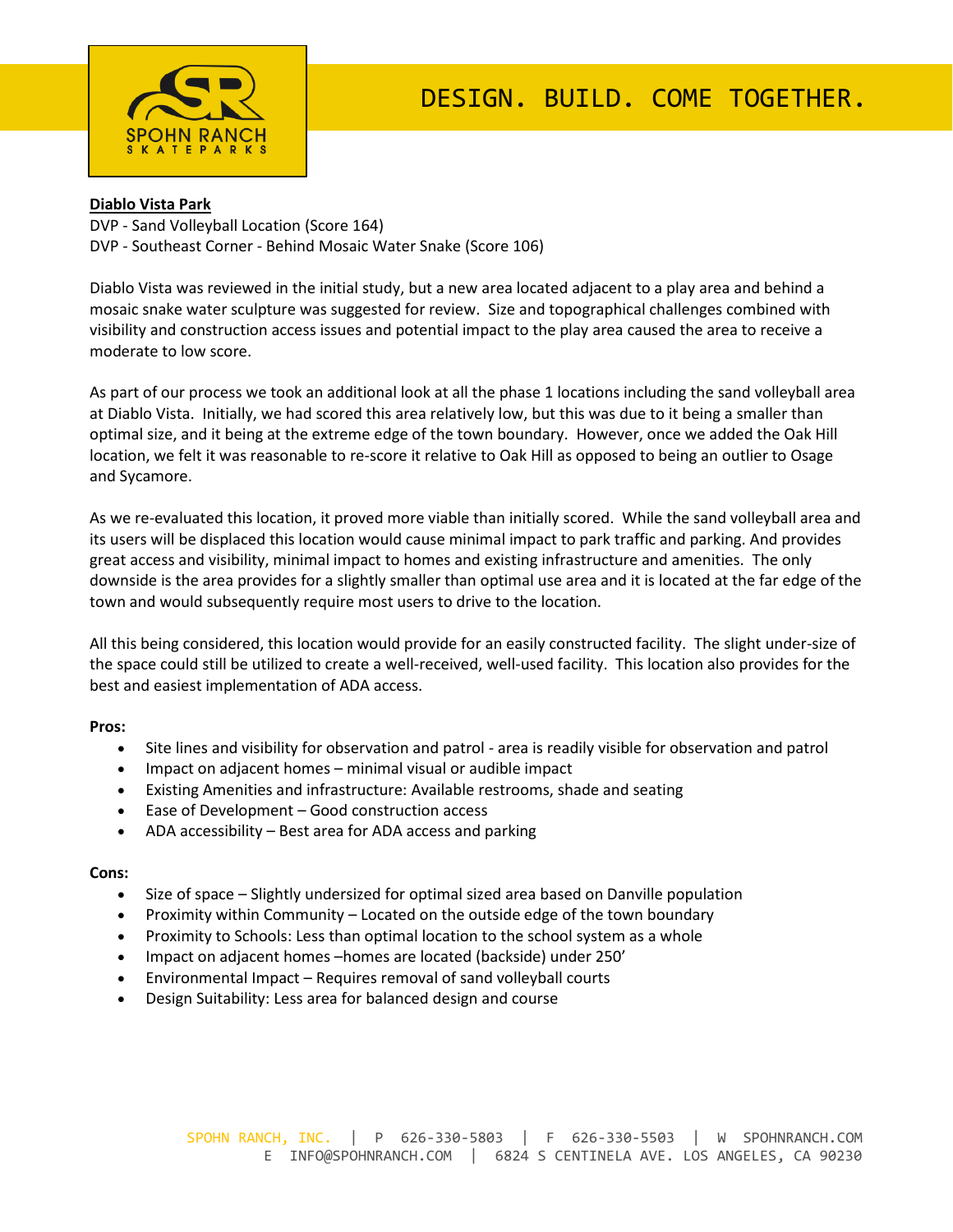**Diablo Vista Park**

DVP - Sand Volleyball Location (Score 164)
DVP - Southeast Corner - Behind Mosaic Water Snake (Score 106)

Diablo Vista was reviewed in the initial study, but a new area located adjacent to a play area and behind a mosaic snake water sculpture was suggested for review. Size and topographical challenges combined with visibility and construction access issues and potential impact to the play area caused the area to receive a moderate to low score.

As part of our process we took an additional look at all the phase 1 locations including the sand volleyball area at Diablo Vista. Initially, we had scored this area relatively low, but this was due to it being a smaller than optimal size, and it being at the extreme edge of the town boundary. However, once we added the Oak Hill location, we felt it was reasonable to re-score it relative to Oak Hill as opposed to being an outlier to Osage and Sycamore.

As we re-evaluated this location, it proved more viable than initially scored. While the sand volleyball area and its users will be displaced this location would cause minimal impact to park traffic and parking. And provides great access and visibility, minimal impact to homes and existing infrastructure and amenities. The only downside is the area provides for a slightly smaller than optimal use area and it is located at the far edge of the town and would subsequently require most users to drive to the location.

All this being considered, this location would provide for an easily constructed facility. The slight under-size of the space could still be utilized to create a well-received, well-used facility. This location also provides for the best and easiest implementation of ADA access.

**Pros:**

- Site lines and visibility for observation and patrol - area is readily visible for observation and patrol
- Impact on adjacent homes – minimal visual or audible impact
- Existing Amenities and infrastructure: Available restrooms, shade and seating
- Ease of Development – Good construction access
- ADA accessibility – Best area for ADA access and parking

**Cons:**

- Size of space – Slightly undersized for optimal sized area based on Danville population
- Proximity within Community – Located on the outside edge of the town boundary
- Proximity to Schools: Less than optimal location to the school system as a whole
- Impact on adjacent homes –homes are located (backside) under 250'
- Environmental Impact – Requires removal of sand volleyball courts
- Design Suitability: Less area for balanced design and course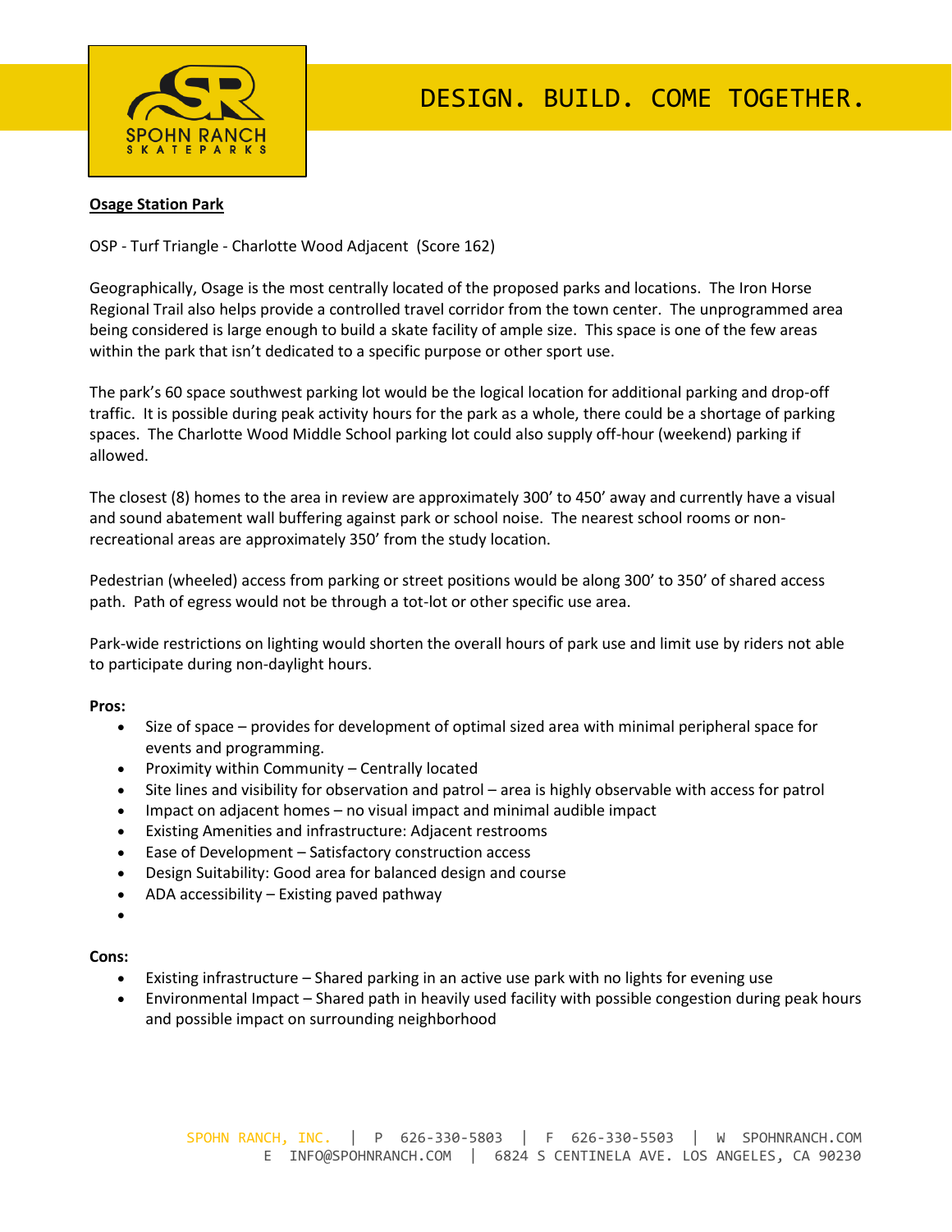**Osage Station Park**

OSP - Turf Triangle - Charlotte Wood Adjacent (Score 162)

Geographically, Osage is the most centrally located of the proposed parks and locations. The Iron Horse Regional Trail also helps provide a controlled travel corridor from the town center. The unprogrammed area being considered is large enough to build a skate facility of ample size. This space is one of the few areas within the park that isn't dedicated to a specific purpose or other sport use.

The park's 60 space southwest parking lot would be the logical location for additional parking and drop-off traffic. It is possible during peak activity hours for the park as a whole, there could be a shortage of parking spaces. The Charlotte Wood Middle School parking lot could also supply off-hour (weekend) parking if allowed.

The closest (8) homes to the area in review are approximately 300' to 450' away and currently have a visual and sound abatement wall buffering against park or school noise. The nearest school rooms or non-recreational areas are approximately 350' from the study location.

Pedestrian (wheeled) access from parking or street positions would be along 300' to 350' of shared access path. Path of egress would not be through a tot-lot or other specific use area.

Park-wide restrictions on lighting would shorten the overall hours of park use and limit use by riders not able to participate during non-daylight hours.

**Pros:**

- Size of space – provides for development of optimal sized area with minimal peripheral space for events and programming.
- Proximity within Community – Centrally located
- Site lines and visibility for observation and patrol – area is highly observable with access for patrol
- Impact on adjacent homes – no visual impact and minimal audible impact
- Existing Amenities and infrastructure: Adjacent restrooms
- Ease of Development – Satisfactory construction access
- Design Suitability: Good area for balanced design and course
- ADA accessibility – Existing paved pathway

**Cons:**

- Existing infrastructure – Shared parking in an active use park with no lights for evening use
- Environmental Impact – Shared path in heavily used facility with possible congestion during peak hours and possible impact on surrounding neighborhood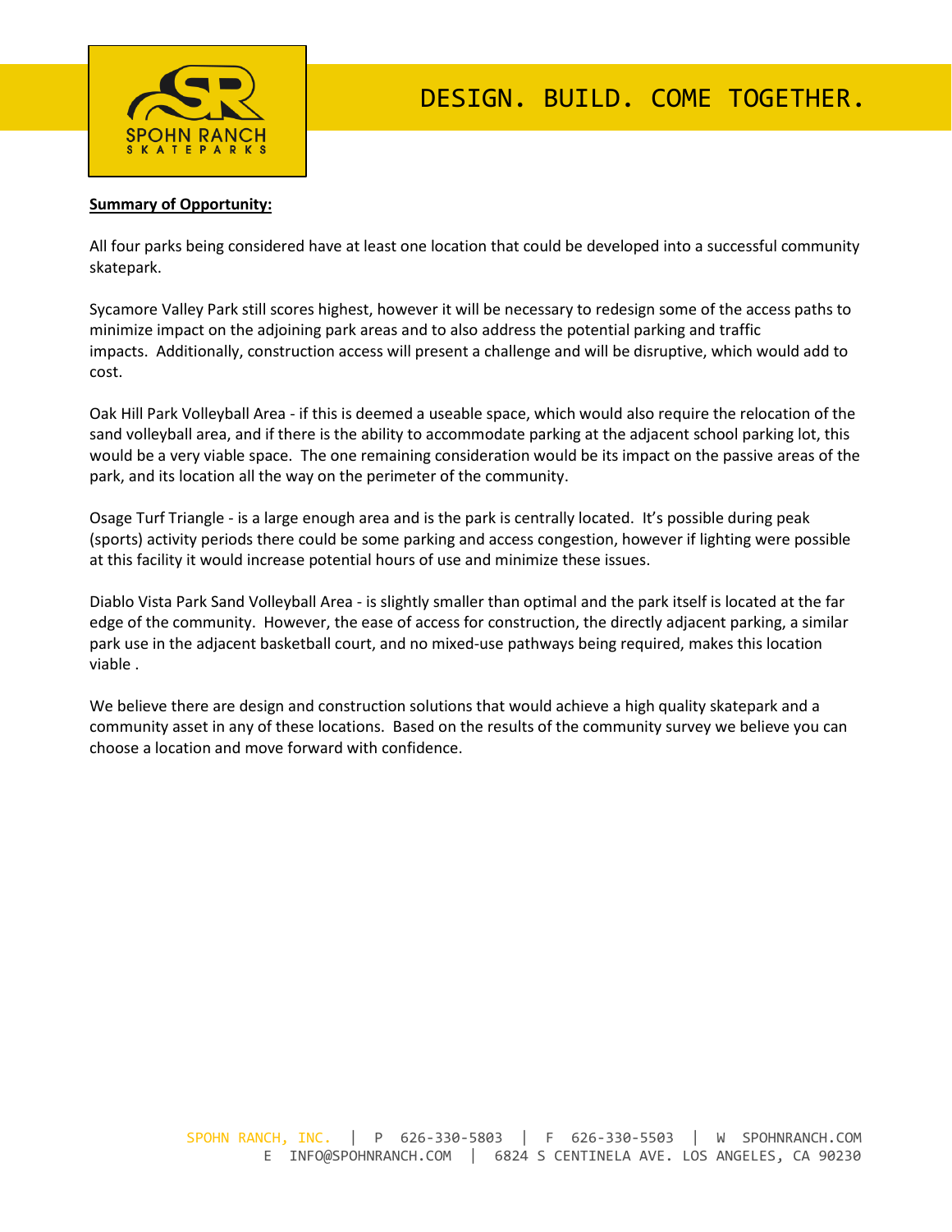**Summary of Opportunity:**

All four parks being considered have at least one location that could be developed into a successful community skatepark.

Sycamore Valley Park still scores highest, however it will be necessary to redesign some of the access paths to minimize impact on the adjoining park areas and to also address the potential parking and traffic impacts. Additionally, construction access will present a challenge and will be disruptive, which would add to cost.

Oak Hill Park Volleyball Area - if this is deemed a useable space, which would also require the relocation of the sand volleyball area, and if there is the ability to accommodate parking at the adjacent school parking lot, this would be a very viable space. The one remaining consideration would be its impact on the passive areas of the park, and its location all the way on the perimeter of the community.

Osage Turf Triangle - is a large enough area and is the park is centrally located. It's possible during peak (sports) activity periods there could be some parking and access congestion, however if lighting were possible at this facility it would increase potential hours of use and minimize these issues.

Diablo Vista Park Sand Volleyball Area - is slightly smaller than optimal and the park itself is located at the far edge of the community. However, the ease of access for construction, the directly adjacent parking, a similar park use in the adjacent basketball court, and no mixed-use pathways being required, makes this location viable .

We believe there are design and construction solutions that would achieve a high quality skatepark and a community asset in any of these locations. Based on the results of the community survey we believe you can choose a location and move forward with confidence.